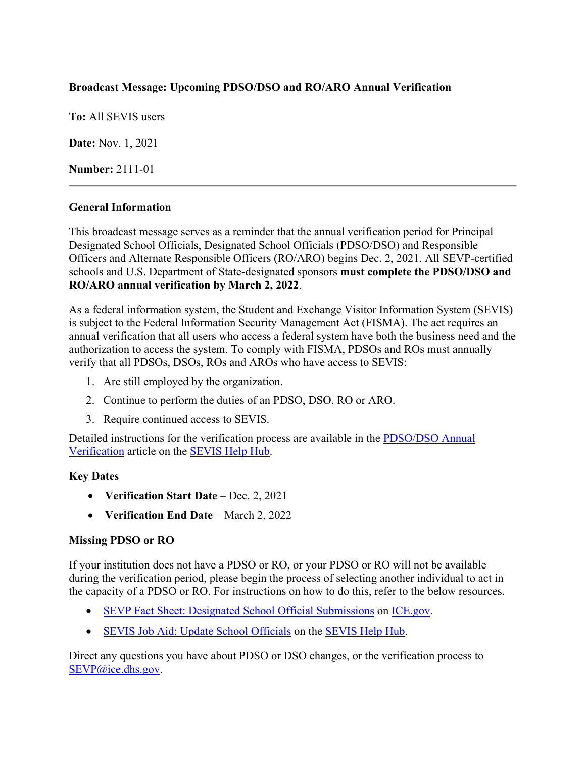**Broadcast Message: Upcoming PDSO/DSO and RO/ARO Annual Verification**

**To:** All SEVIS users

**Date:** Nov. 1, 2021

**Number:** 2111-01

---

**General Information**

This broadcast message serves as a reminder that the annual verification period for Principal Designated School Officials, Designated School Officials (PDSO/DSO) and Responsible Officers and Alternate Responsible Officers (RO/ARO) begins Dec. 2, 2021. All SEVP-certified schools and U.S. Department of State-designated sponsors **must complete the PDSO/DSO and RO/ARO annual verification by March 2, 2022**.

As a federal information system, the Student and Exchange Visitor Information System (SEVIS) is subject to the Federal Information Security Management Act (FISMA). The act requires an annual verification that all users who access a federal system have both the business need and the authorization to access the system. To comply with FISMA, PDSOs and ROs must annually verify that all PDSOs, DSOs, ROs and AROs who have access to SEVIS:

1. Are still employed by the organization.
2. Continue to perform the duties of an PDSO, DSO, RO or ARO.
3. Require continued access to SEVIS.

Detailed instructions for the verification process are available in the PDSO/DSO Annual Verification article on the SEVIS Help Hub.

**Key Dates**

- **Verification Start Date** – Dec. 2, 2021
- **Verification End Date** – March 2, 2022

**Missing PDSO or RO**

If your institution does not have a PDSO or RO, or your PDSO or RO will not be available during the verification period, please begin the process of selecting another individual to act in the capacity of a PDSO or RO. For instructions on how to do this, refer to the below resources.

- SEVP Fact Sheet: Designated School Official Submissions on ICE.gov.
- SEVIS Job Aid: Update School Officials on the SEVIS Help Hub.

Direct any questions you have about PDSO or DSO changes, or the verification process to SEVP@ice.dhs.gov.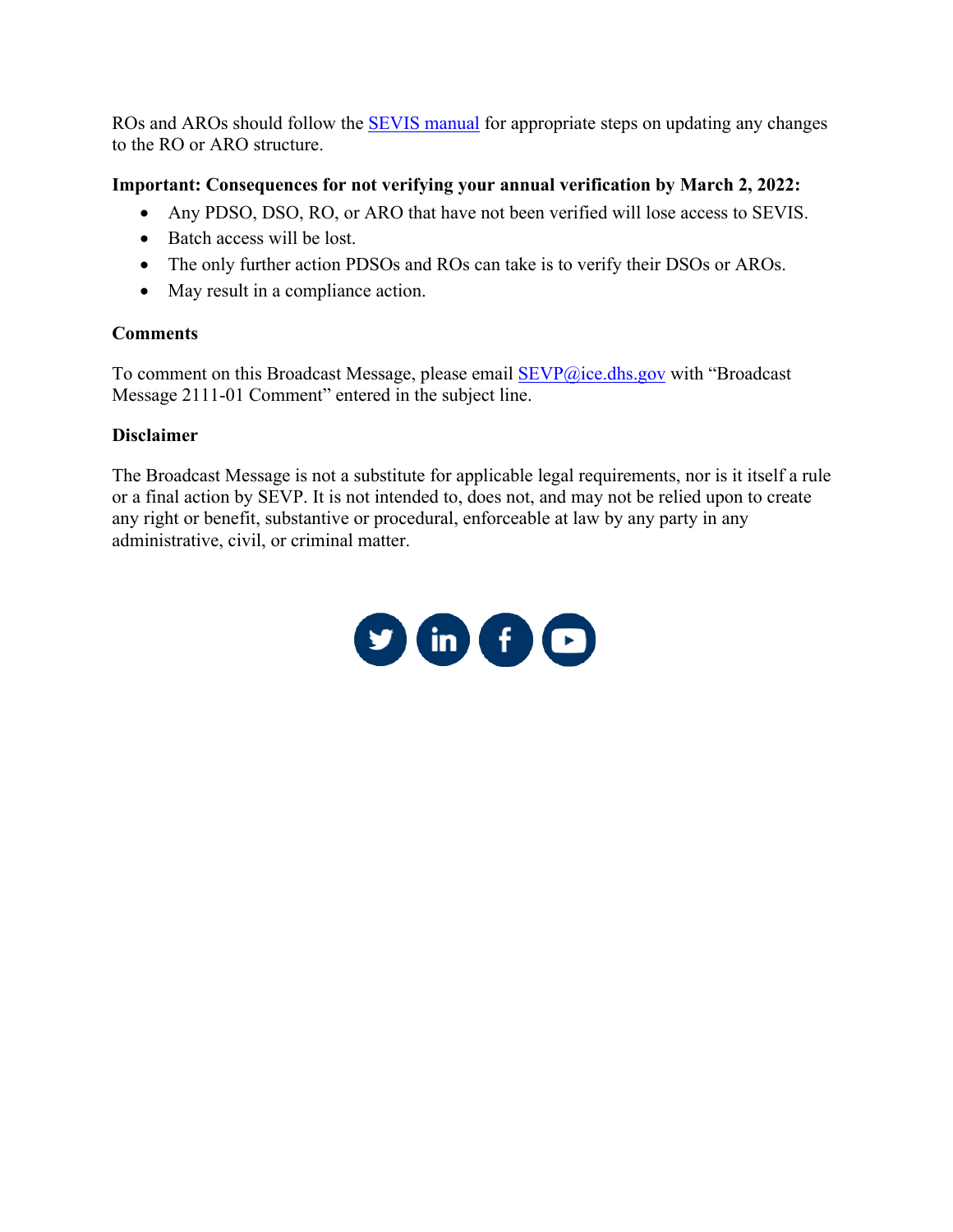ROs and AROs should follow the [SEVIS manual](SEVIS manual) for appropriate steps on updating any changes to the RO or ARO structure.

**Important: Consequences for not verifying your annual verification by March 2, 2022:**

- Any PDSO, DSO, RO, or ARO that have not been verified will lose access to SEVIS.
- Batch access will be lost.
- The only further action PDSOs and ROs can take is to verify their DSOs or AROs.
- May result in a compliance action.

**Comments**

To comment on this Broadcast Message, please email [SEVP@ice.dhs.gov](mailto:SEVP@ice.dhs.gov) with "Broadcast Message 2111-01 Comment" entered in the subject line.

**Disclaimer**

The Broadcast Message is not a substitute for applicable legal requirements, nor is it itself a rule or a final action by SEVP. It is not intended to, does not, and may not be relied upon to create any right or benefit, substantive or procedural, enforceable at law by any party in any administrative, civil, or criminal matter.